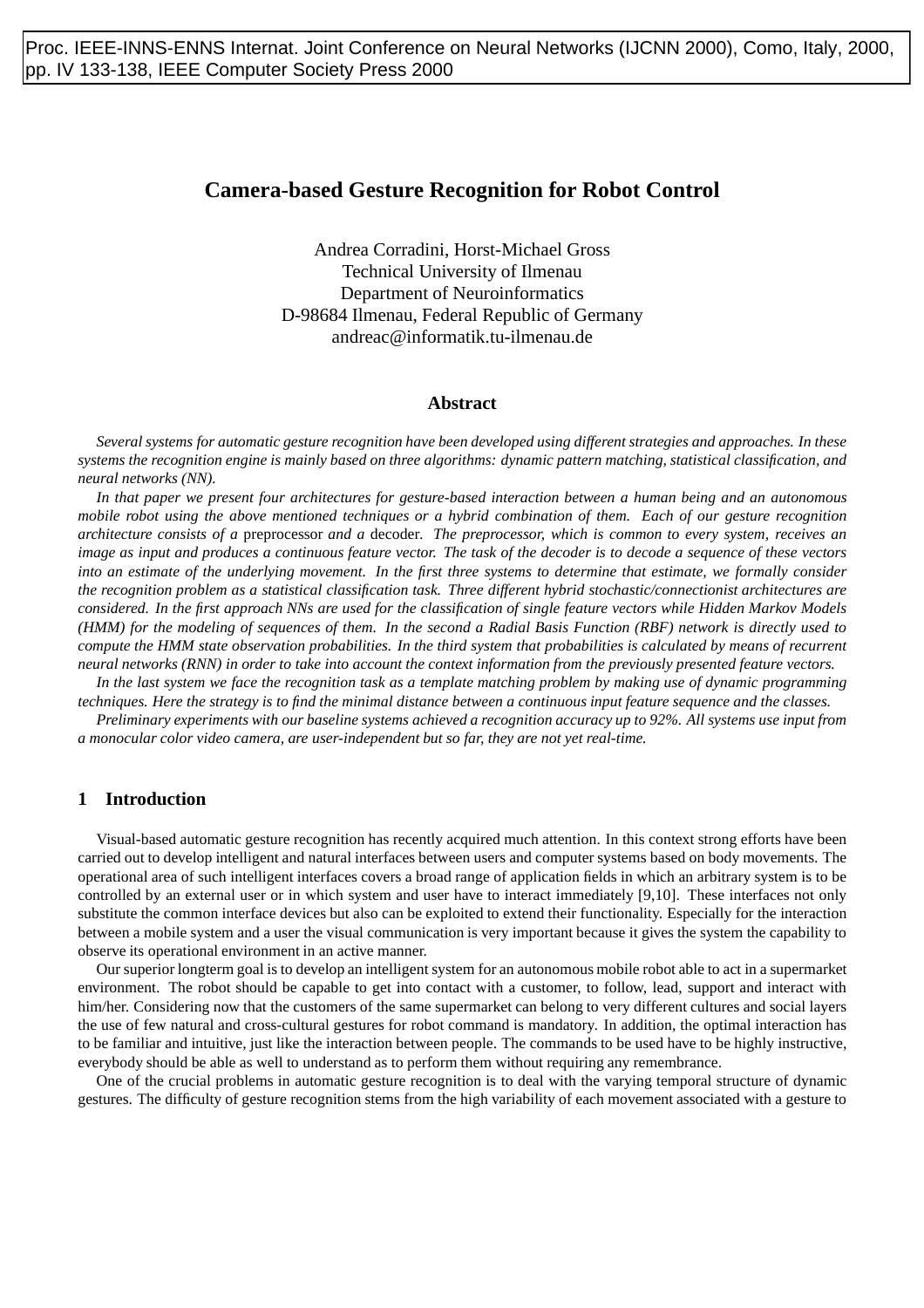Proc. IEEE-INNS-ENNS Internat. Joint Conference on Neural Networks (IJCNN 2000), Como, Italy, 2000, pp. IV 133-138, IEEE Computer Society Press 2000

# Camera-based Gesture Recognition for Robot Control

Andrea Corradini, Horst-Michael Gross
Technical University of Ilmenau
Department of Neuroinformatics
D-98684 Ilmenau, Federal Republic of Germany
andreac@informatik.tu-ilmenau.de

## Abstract

*Several systems for automatic gesture recognition have been developed using different strategies and approaches. In these systems the recognition engine is mainly based on three algorithms: dynamic pattern matching, statistical classification, and neural networks (NN).*

*In that paper we present four architectures for gesture-based interaction between a human being and an autonomous mobile robot using the above mentioned techniques or a hybrid combination of them. Each of our gesture recognition architecture consists of a* preprocessor *and a* decoder. *The preprocessor, which is common to every system, receives an image as input and produces a continuous feature vector. The task of the decoder is to decode a sequence of these vectors into an estimate of the underlying movement. In the first three systems to determine that estimate, we formally consider the recognition problem as a statistical classification task. Three different hybrid stochastic/connectionist architectures are considered. In the first approach NNs are used for the classification of single feature vectors while Hidden Markov Models (HMM) for the modeling of sequences of them. In the second a Radial Basis Function (RBF) network is directly used to compute the HMM state observation probabilities. In the third system that probabilities is calculated by means of recurrent neural networks (RNN) in order to take into account the context information from the previously presented feature vectors.*

*In the last system we face the recognition task as a template matching problem by making use of dynamic programming techniques. Here the strategy is to find the minimal distance between a continuous input feature sequence and the classes.*

*Preliminary experiments with our baseline systems achieved a recognition accuracy up to 92%. All systems use input from a monocular color video camera, are user-independent but so far, they are not yet real-time.*

## 1 Introduction

Visual-based automatic gesture recognition has recently acquired much attention. In this context strong efforts have been carried out to develop intelligent and natural interfaces between users and computer systems based on body movements. The operational area of such intelligent interfaces covers a broad range of application fields in which an arbitrary system is to be controlled by an external user or in which system and user have to interact immediately [9,10]. These interfaces not only substitute the common interface devices but also can be exploited to extend their functionality. Especially for the interaction between a mobile system and a user the visual communication is very important because it gives the system the capability to observe its operational environment in an active manner.

Our superior longterm goal is to develop an intelligent system for an autonomous mobile robot able to act in a supermarket environment. The robot should be capable to get into contact with a customer, to follow, lead, support and interact with him/her. Considering now that the customers of the same supermarket can belong to very different cultures and social layers the use of few natural and cross-cultural gestures for robot command is mandatory. In addition, the optimal interaction has to be familiar and intuitive, just like the interaction between people. The commands to be used have to be highly instructive, everybody should be able as well to understand as to perform them without requiring any remembrance.

One of the crucial problems in automatic gesture recognition is to deal with the varying temporal structure of dynamic gestures. The difficulty of gesture recognition stems from the high variability of each movement associated with a gesture to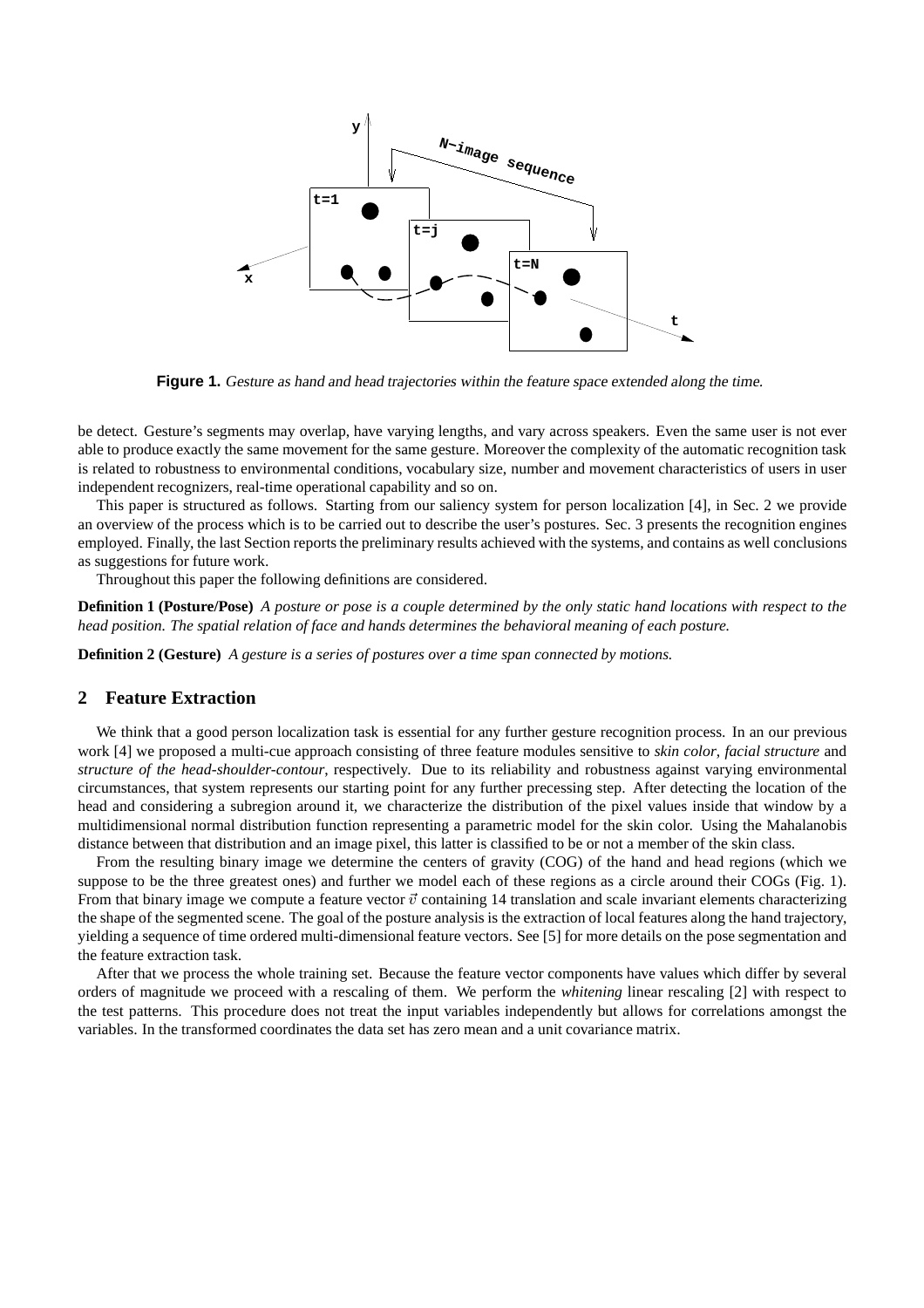**Figure 1.** *Gesture as hand and head trajectories within the feature space extended along the time.*

be detect. Gesture's segments may overlap, have varying lengths, and vary across speakers. Even the same user is not ever able to produce exactly the same movement for the same gesture. Moreover the complexity of the automatic recognition task is related to robustness to environmental conditions, vocabulary size, number and movement characteristics of users in user independent recognizers, real-time operational capability and so on.

This paper is structured as follows. Starting from our saliency system for person localization [4], in Sec. 2 we provide an overview of the process which is to be carried out to describe the user's postures. Sec. 3 presents the recognition engines employed. Finally, the last Section reports the preliminary results achieved with the systems, and contains as well conclusions as suggestions for future work.

Throughout this paper the following definitions are considered.

**Definition 1 (Posture/Pose)** *A posture or pose is a couple determined by the only static hand locations with respect to the head position. The spatial relation of face and hands determines the behavioral meaning of each posture.*

**Definition 2 (Gesture)** *A gesture is a series of postures over a time span connected by motions.*

## 2 Feature Extraction

We think that a good person localization task is essential for any further gesture recognition process. In an our previous work [4] we proposed a multi-cue approach consisting of three feature modules sensitive to *skin color*, *facial structure* and *structure of the head-shoulder-contour*, respectively. Due to its reliability and robustness against varying environmental circumstances, that system represents our starting point for any further precessing step. After detecting the location of the head and considering a subregion around it, we characterize the distribution of the pixel values inside that window by a multidimensional normal distribution function representing a parametric model for the skin color. Using the Mahalanobis distance between that distribution and an image pixel, this latter is classified to be or not a member of the skin class.

From the resulting binary image we determine the centers of gravity (COG) of the hand and head regions (which we suppose to be the three greatest ones) and further we model each of these regions as a circle around their COGs (Fig. 1). From that binary image we compute a feature vector $\vec{v}$ containing 14 translation and scale invariant elements characterizing the shape of the segmented scene. The goal of the posture analysis is the extraction of local features along the hand trajectory, yielding a sequence of time ordered multi-dimensional feature vectors. See [5] for more details on the pose segmentation and the feature extraction task.

After that we process the whole training set. Because the feature vector components have values which differ by several orders of magnitude we proceed with a rescaling of them. We perform the *whitening* linear rescaling [2] with respect to the test patterns. This procedure does not treat the input variables independently but allows for correlations amongst the variables. In the transformed coordinates the data set has zero mean and a unit covariance matrix.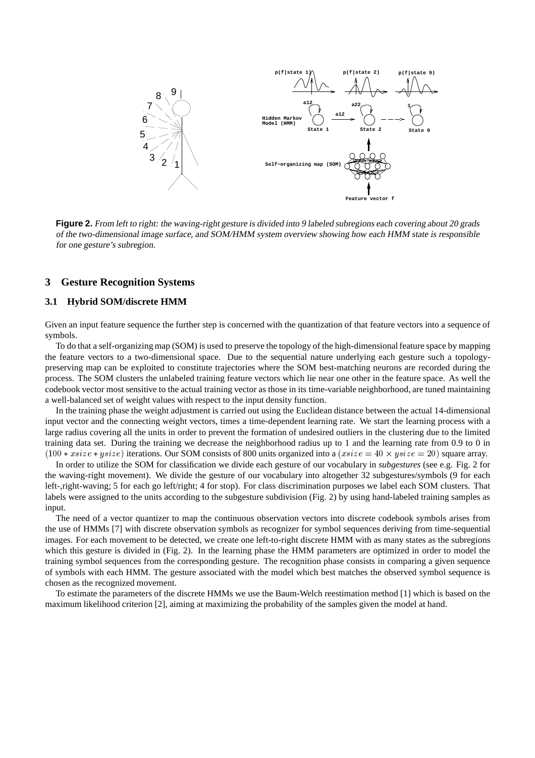**Figure 2.** *From left to right: the waving-right gesture is divided into 9 labeled subregions each covering about 20 grads of the two-dimensional image surface, and SOM/HMM system overview showing how each HMM state is responsible for one gesture's subregion.*

## 3 Gesture Recognition Systems

### 3.1 Hybrid SOM/discrete HMM

Given an input feature sequence the further step is concerned with the quantization of that feature vectors into a sequence of symbols.

To do that a self-organizing map (SOM) is used to preserve the topology of the high-dimensional feature space by mapping the feature vectors to a two-dimensional space. Due to the sequential nature underlying each gesture such a topology-preserving map can be exploited to constitute trajectories where the SOM best-matching neurons are recorded during the process. The SOM clusters the unlabeled training feature vectors which lie near one other in the feature space. As well the codebook vector most sensitive to the actual training vector as those in its time-variable neighborhood, are tuned maintaining a well-balanced set of weight values with respect to the input density function.

In the training phase the weight adjustment is carried out using the Euclidean distance between the actual 14-dimensional input vector and the connecting weight vectors, times a time-dependent learning rate. We start the learning process with a large radius covering all the units in order to prevent the formation of undesired outliers in the clustering due to the limited training data set. During the training we decrease the neighborhood radius up to 1 and the learning rate from 0.9 to 0 in $(100 * xsize * ysize)$ iterations. Our SOM consists of 800 units organized into a $(xsize = 40 \times ysize = 20)$ square array.

In order to utilize the SOM for classification we divide each gesture of our vocabulary in *subgestures* (see e.g. Fig. 2 for the waving-right movement). We divide the gesture of our vocabulary into altogether 32 subgestures/symbols (9 for each left-,right-waving; 5 for each go left/right; 4 for stop). For class discrimination purposes we label each SOM clusters. That labels were assigned to the units according to the subgesture subdivision (Fig. 2) by using hand-labeled training samples as input.

The need of a vector quantizer to map the continuous observation vectors into discrete codebook symbols arises from the use of HMMs [7] with discrete observation symbols as recognizer for symbol sequences deriving from time-sequential images. For each movement to be detected, we create one left-to-right discrete HMM with as many states as the subregions which this gesture is divided in (Fig. 2). In the learning phase the HMM parameters are optimized in order to model the training symbol sequences from the corresponding gesture. The recognition phase consists in comparing a given sequence of symbols with each HMM. The gesture associated with the model which best matches the observed symbol sequence is chosen as the recognized movement.

To estimate the parameters of the discrete HMMs we use the Baum-Welch reestimation method [1] which is based on the maximum likelihood criterion [2], aiming at maximizing the probability of the samples given the model at hand.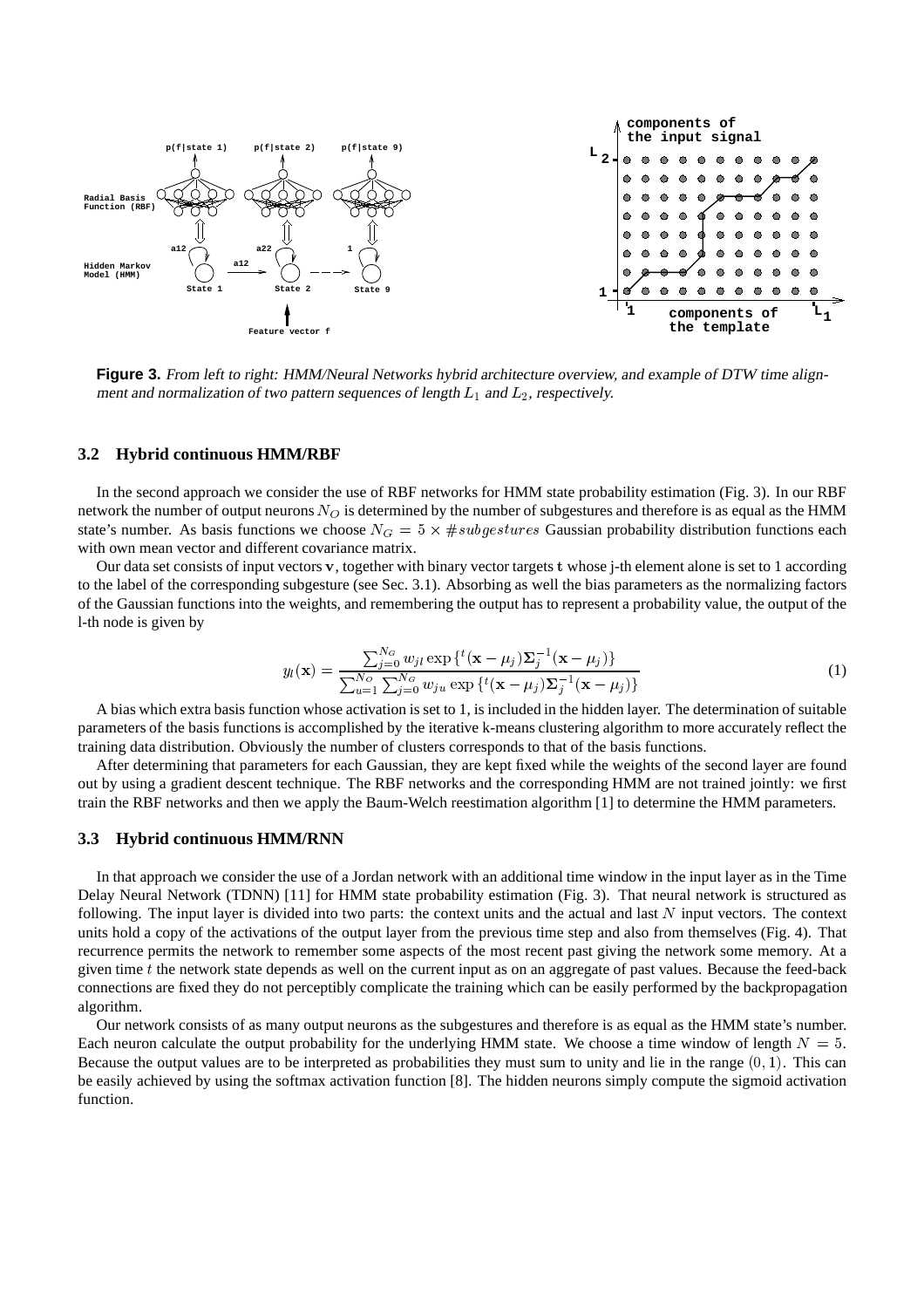**Figure 3.** *From left to right: HMM/Neural Networks hybrid architecture overview, and example of DTW time alignment and normalization of two pattern sequences of length $L_1$ and $L_2$, respectively.*

### 3.2 Hybrid continuous HMM/RBF

In the second approach we consider the use of RBF networks for HMM state probability estimation (Fig. 3). In our RBF network the number of output neurons $N_O$ is determined by the number of subgestures and therefore is as equal as the HMM state's number. As basis functions we choose $N_G = 5 \times \#subgestures$ Gaussian probability distribution functions each with own mean vector and different covariance matrix.

Our data set consists of input vectors $\mathbf{v}$, together with binary vector targets $\mathbf{t}$ whose j-th element alone is set to 1 according to the label of the corresponding subgesture (see Sec. 3.1). Absorbing as well the bias parameters as the normalizing factors of the Gaussian functions into the weights, and remembering the output has to represent a probability value, the output of the l-th node is given by

$$y_l(\mathbf{x}) = \frac{\sum_{j=0}^{N_G} w_{jl} \exp\{^t(\mathbf{x}-\mu_j)\mathbf{\Sigma}_j^{-1}(\mathbf{x}-\mu_j)\}}{\sum_{u=1}^{N_O}\sum_{j=0}^{N_G} w_{ju} \exp\{^t(\mathbf{x}-\mu_j)\mathbf{\Sigma}_j^{-1}(\mathbf{x}-\mu_j)\}} \tag{1}$$

A bias which extra basis function whose activation is set to 1, is included in the hidden layer. The determination of suitable parameters of the basis functions is accomplished by the iterative k-means clustering algorithm to more accurately reflect the training data distribution. Obviously the number of clusters corresponds to that of the basis functions.

After determining that parameters for each Gaussian, they are kept fixed while the weights of the second layer are found out by using a gradient descent technique. The RBF networks and the corresponding HMM are not trained jointly: we first train the RBF networks and then we apply the Baum-Welch reestimation algorithm [1] to determine the HMM parameters.

### 3.3 Hybrid continuous HMM/RNN

In that approach we consider the use of a Jordan network with an additional time window in the input layer as in the Time Delay Neural Network (TDNN) [11] for HMM state probability estimation (Fig. 3). That neural network is structured as following. The input layer is divided into two parts: the context units and the actual and last $N$ input vectors. The context units hold a copy of the activations of the output layer from the previous time step and also from themselves (Fig. 4). That recurrence permits the network to remember some aspects of the most recent past giving the network some memory. At a given time $t$ the network state depends as well on the current input as on an aggregate of past values. Because the feed-back connections are fixed they do not perceptibly complicate the training which can be easily performed by the backpropagation algorithm.

Our network consists of as many output neurons as the subgestures and therefore is as equal as the HMM state's number. Each neuron calculate the output probability for the underlying HMM state. We choose a time window of length $N = 5$. Because the output values are to be interpreted as probabilities they must sum to unity and lie in the range $(0, 1)$. This can be easily achieved by using the softmax activation function [8]. The hidden neurons simply compute the sigmoid activation function.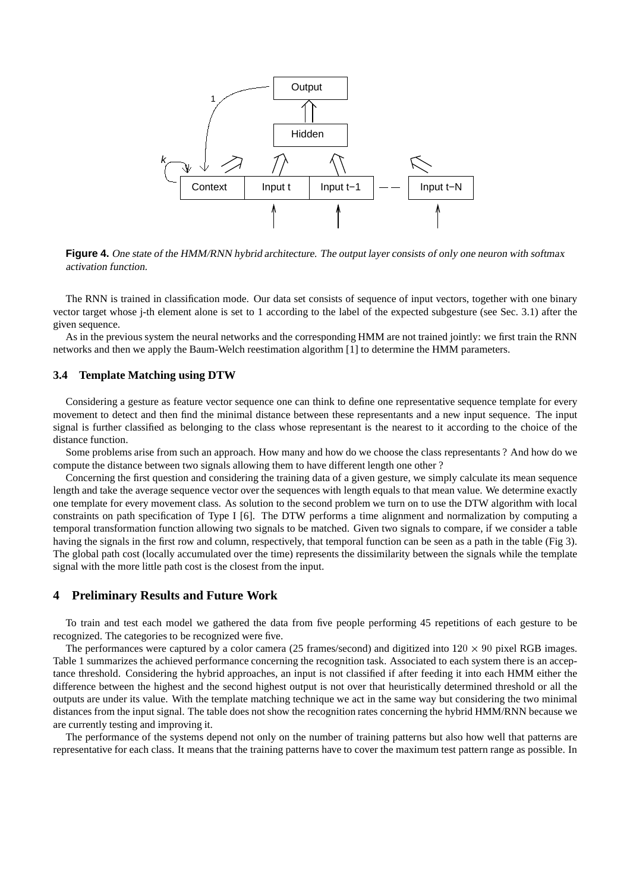**Figure 4.** *One state of the HMM/RNN hybrid architecture. The output layer consists of only one neuron with softmax activation function.*

The RNN is trained in classification mode. Our data set consists of sequence of input vectors, together with one binary vector target whose j-th element alone is set to 1 according to the label of the expected subgesture (see Sec. 3.1) after the given sequence.

As in the previous system the neural networks and the corresponding HMM are not trained jointly: we first train the RNN networks and then we apply the Baum-Welch reestimation algorithm [1] to determine the HMM parameters.

### 3.4 Template Matching using DTW

Considering a gesture as feature vector sequence one can think to define one representative sequence template for every movement to detect and then find the minimal distance between these representants and a new input sequence. The input signal is further classified as belonging to the class whose representant is the nearest to it according to the choice of the distance function.

Some problems arise from such an approach. How many and how do we choose the class representants ? And how do we compute the distance between two signals allowing them to have different length one other ?

Concerning the first question and considering the training data of a given gesture, we simply calculate its mean sequence length and take the average sequence vector over the sequences with length equals to that mean value. We determine exactly one template for every movement class. As solution to the second problem we turn on to use the DTW algorithm with local constraints on path specification of Type I [6]. The DTW performs a time alignment and normalization by computing a temporal transformation function allowing two signals to be matched. Given two signals to compare, if we consider a table having the signals in the first row and column, respectively, that temporal function can be seen as a path in the table (Fig 3). The global path cost (locally accumulated over the time) represents the dissimilarity between the signals while the template signal with the more little path cost is the closest from the input.

## 4 Preliminary Results and Future Work

To train and test each model we gathered the data from five people performing 45 repetitions of each gesture to be recognized. The categories to be recognized were five.

The performances were captured by a color camera (25 frames/second) and digitized into $120 \times 90$ pixel RGB images. Table 1 summarizes the achieved performance concerning the recognition task. Associated to each system there is an acceptance threshold. Considering the hybrid approaches, an input is not classified if after feeding it into each HMM either the difference between the highest and the second highest output is not over that heuristically determined threshold or all the outputs are under its value. With the template matching technique we act in the same way but considering the two minimal distances from the input signal. The table does not show the recognition rates concerning the hybrid HMM/RNN because we are currently testing and improving it.

The performance of the systems depend not only on the number of training patterns but also how well that patterns are representative for each class. It means that the training patterns have to cover the maximum test pattern range as possible. In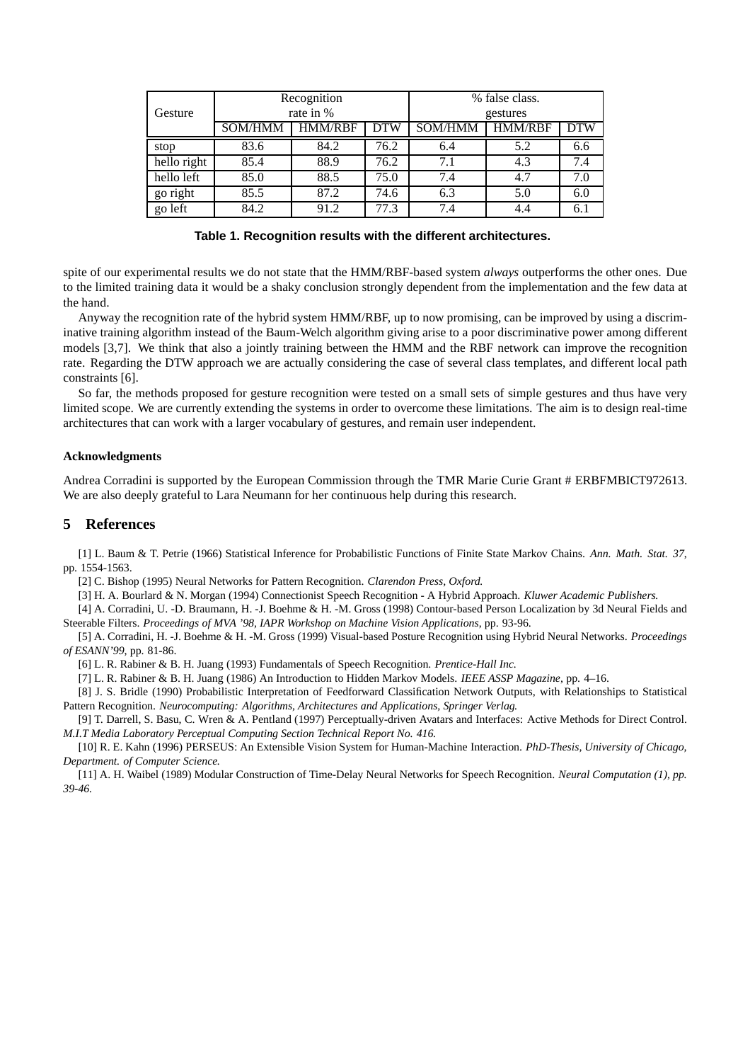| Gesture | Recognition rate in % | | | % false class. gestures | | |
|---|---|---|---|---|---|---|
| | SOM/HMM | HMM/RBF | DTW | SOM/HMM | HMM/RBF | DTW |
| stop | 83.6 | 84.2 | 76.2 | 6.4 | 5.2 | 6.6 |
| hello right | 85.4 | 88.9 | 76.2 | 7.1 | 4.3 | 7.4 |
| hello left | 85.0 | 88.5 | 75.0 | 7.4 | 4.7 | 7.0 |
| go right | 85.5 | 87.2 | 74.6 | 6.3 | 5.0 | 6.0 |
| go left | 84.2 | 91.2 | 77.3 | 7.4 | 4.4 | 6.1 |

**Table 1. Recognition results with the different architectures.**

spite of our experimental results we do not state that the HMM/RBF-based system *always* outperforms the other ones. Due to the limited training data it would be a shaky conclusion strongly dependent from the implementation and the few data at the hand.

Anyway the recognition rate of the hybrid system HMM/RBF, up to now promising, can be improved by using a discriminative training algorithm instead of the Baum-Welch algorithm giving arise to a poor discriminative power among different models [3,7]. We think that also a jointly training between the HMM and the RBF network can improve the recognition rate. Regarding the DTW approach we are actually considering the case of several class templates, and different local path constraints [6].

So far, the methods proposed for gesture recognition were tested on a small sets of simple gestures and thus have very limited scope. We are currently extending the systems in order to overcome these limitations. The aim is to design real-time architectures that can work with a larger vocabulary of gestures, and remain user independent.

**Acknowledgments**

Andrea Corradini is supported by the European Commission through the TMR Marie Curie Grant # ERBFMBICT972613. We are also deeply grateful to Lara Neumann for her continuous help during this research.

## 5 References

[1] L. Baum & T. Petrie (1966) Statistical Inference for Probabilistic Functions of Finite State Markov Chains. *Ann. Math. Stat. 37*, pp. 1554-1563.

[2] C. Bishop (1995) Neural Networks for Pattern Recognition. *Clarendon Press, Oxford.*

[3] H. A. Bourlard & N. Morgan (1994) Connectionist Speech Recognition - A Hybrid Approach. *Kluwer Academic Publishers.*

[4] A. Corradini, U. -D. Braumann, H. -J. Boehme & H. -M. Gross (1998) Contour-based Person Localization by 3d Neural Fields and Steerable Filters. *Proceedings of MVA '98, IAPR Workshop on Machine Vision Applications*, pp. 93-96.

[5] A. Corradini, H. -J. Boehme & H. -M. Gross (1999) Visual-based Posture Recognition using Hybrid Neural Networks. *Proceedings of ESANN'99*, pp. 81-86.

[6] L. R. Rabiner & B. H. Juang (1993) Fundamentals of Speech Recognition. *Prentice-Hall Inc.*

[7] L. R. Rabiner & B. H. Juang (1986) An Introduction to Hidden Markov Models. *IEEE ASSP Magazine*, pp. 4–16.

[8] J. S. Bridle (1990) Probabilistic Interpretation of Feedforward Classification Network Outputs, with Relationships to Statistical Pattern Recognition. *Neurocomputing: Algorithms, Architectures and Applications, Springer Verlag.*

[9] T. Darrell, S. Basu, C. Wren & A. Pentland (1997) Perceptually-driven Avatars and Interfaces: Active Methods for Direct Control. *M.I.T Media Laboratory Perceptual Computing Section Technical Report No. 416.*

[10] R. E. Kahn (1996) PERSEUS: An Extensible Vision System for Human-Machine Interaction. *PhD-Thesis, University of Chicago, Department. of Computer Science.*

[11] A. H. Waibel (1989) Modular Construction of Time-Delay Neural Networks for Speech Recognition. *Neural Computation (1), pp. 39-46.*